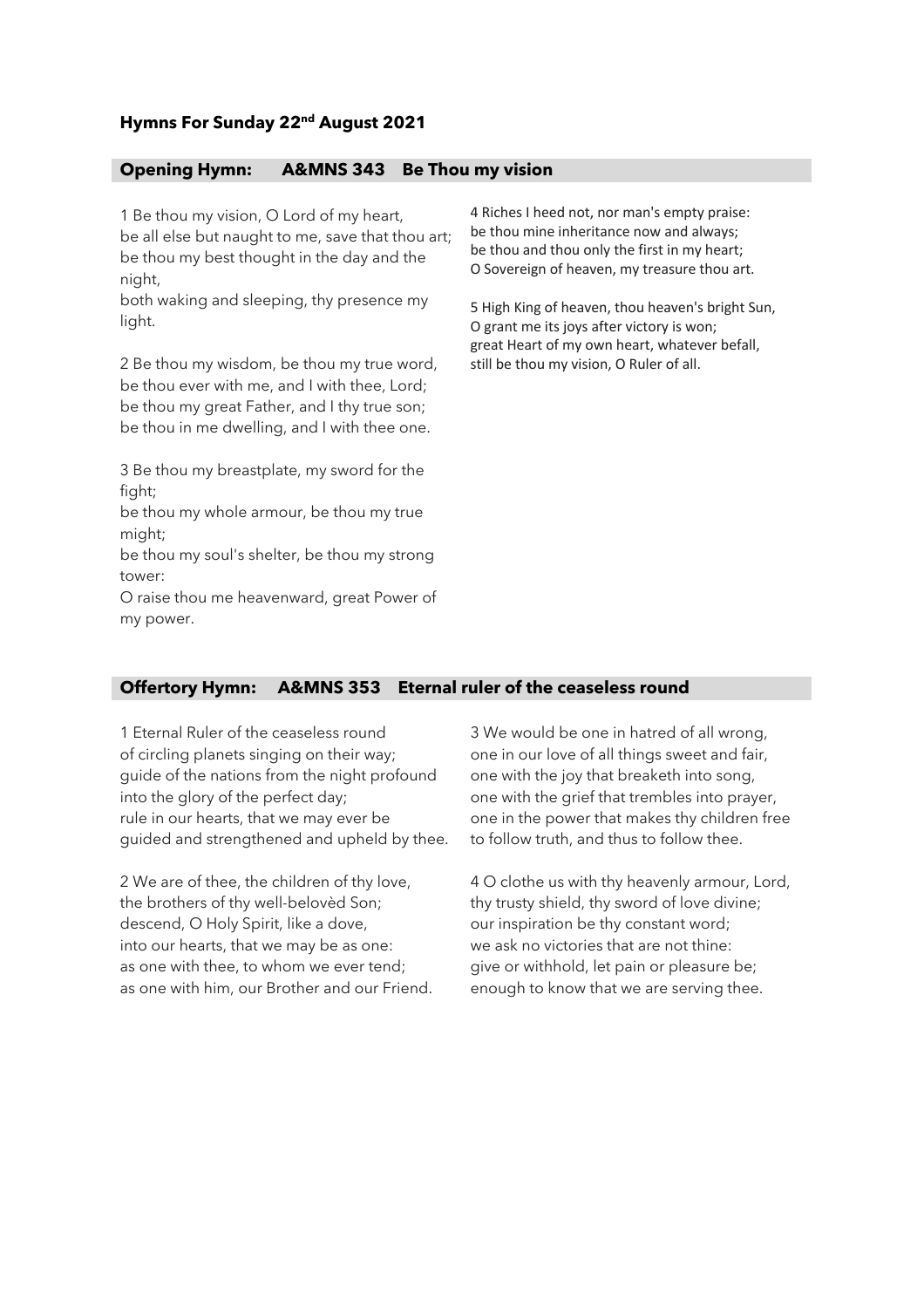# Hymns For Sunday 22nd August 2021

## Opening Hymn: A&MNS 343 Be Thou my vision

1 Be thou my vision, O Lord of my heart,
be all else but naught to me, save that thou art;
be thou my best thought in the day and the night,
both waking and sleeping, thy presence my light.

2 Be thou my wisdom, be thou my true word,
be thou ever with me, and I with thee, Lord;
be thou my great Father, and I thy true son;
be thou in me dwelling, and I with thee one.

3 Be thou my breastplate, my sword for the fight;
be thou my whole armour, be thou my true might;
be thou my soul's shelter, be thou my strong tower:
O raise thou me heavenward, great Power of my power.

4 Riches I heed not, nor man's empty praise:
be thou mine inheritance now and always;
be thou and thou only the first in my heart;
O Sovereign of heaven, my treasure thou art.

5 High King of heaven, thou heaven's bright Sun,
O grant me its joys after victory is won;
great Heart of my own heart, whatever befall,
still be thou my vision, O Ruler of all.

## Offertory Hymn: A&MNS 353 Eternal ruler of the ceaseless round

1 Eternal Ruler of the ceaseless round
of circling planets singing on their way;
guide of the nations from the night profound
into the glory of the perfect day;
rule in our hearts, that we may ever be
guided and strengthened and upheld by thee.

2 We are of thee, the children of thy love,
the brothers of thy well-belovèd Son;
descend, O Holy Spirit, like a dove,
into our hearts, that we may be as one:
as one with thee, to whom we ever tend;
as one with him, our Brother and our Friend.

3 We would be one in hatred of all wrong,
one in our love of all things sweet and fair,
one with the joy that breaketh into song,
one with the grief that trembles into prayer,
one in the power that makes thy children free
to follow truth, and thus to follow thee.

4 O clothe us with thy heavenly armour, Lord,
thy trusty shield, thy sword of love divine;
our inspiration be thy constant word;
we ask no victories that are not thine:
give or withhold, let pain or pleasure be;
enough to know that we are serving thee.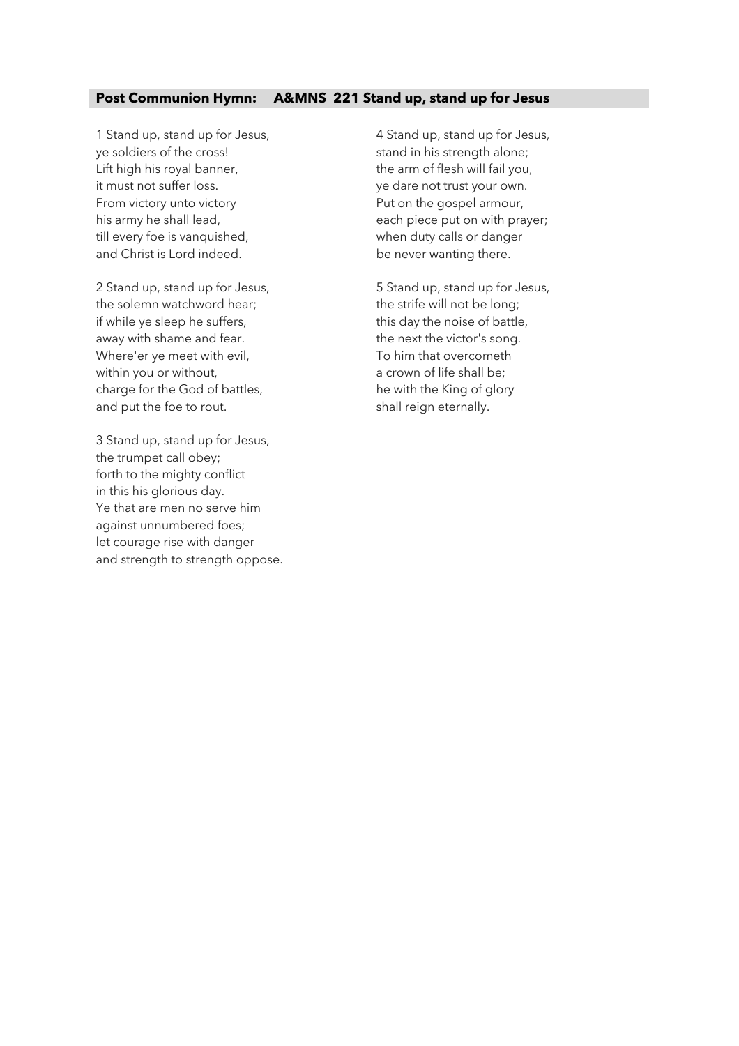## Post Communion Hymn: A&MNS 221 Stand up, stand up for Jesus

1 Stand up, stand up for Jesus,
ye soldiers of the cross!
Lift high his royal banner,
it must not suffer loss.
From victory unto victory
his army he shall lead,
till every foe is vanquished,
and Christ is Lord indeed.

2 Stand up, stand up for Jesus,
the solemn watchword hear;
if while ye sleep he suffers,
away with shame and fear.
Where'er ye meet with evil,
within you or without,
charge for the God of battles,
and put the foe to rout.

3 Stand up, stand up for Jesus,
the trumpet call obey;
forth to the mighty conflict
in this his glorious day.
Ye that are men no serve him
against unnumbered foes;
let courage rise with danger
and strength to strength oppose.

4 Stand up, stand up for Jesus,
stand in his strength alone;
the arm of flesh will fail you,
ye dare not trust your own.
Put on the gospel armour,
each piece put on with prayer;
when duty calls or danger
be never wanting there.

5 Stand up, stand up for Jesus,
the strife will not be long;
this day the noise of battle,
the next the victor's song.
To him that overcometh
a crown of life shall be;
he with the King of glory
shall reign eternally.